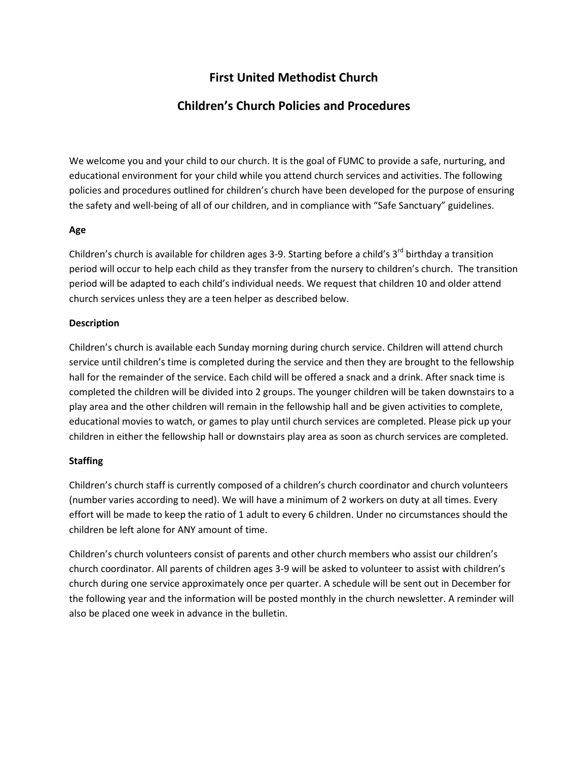# First United Methodist Church

## Children's Church Policies and Procedures

We welcome you and your child to our church. It is the goal of FUMC to provide a safe, nurturing, and educational environment for your child while you attend church services and activities. The following policies and procedures outlined for children's church have been developed for the purpose of ensuring the safety and well-being of all of our children, and in compliance with "Safe Sanctuary" guidelines.

**Age**

Children's church is available for children ages 3-9. Starting before a child's 3rd birthday a transition period will occur to help each child as they transfer from the nursery to children's church. The transition period will be adapted to each child's individual needs. We request that children 10 and older attend church services unless they are a teen helper as described below.

**Description**

Children's church is available each Sunday morning during church service. Children will attend church service until children's time is completed during the service and then they are brought to the fellowship hall for the remainder of the service. Each child will be offered a snack and a drink. After snack time is completed the children will be divided into 2 groups. The younger children will be taken downstairs to a play area and the other children will remain in the fellowship hall and be given activities to complete, educational movies to watch, or games to play until church services are completed. Please pick up your children in either the fellowship hall or downstairs play area as soon as church services are completed.

**Staffing**

Children's church staff is currently composed of a children's church coordinator and church volunteers (number varies according to need). We will have a minimum of 2 workers on duty at all times. Every effort will be made to keep the ratio of 1 adult to every 6 children. Under no circumstances should the children be left alone for ANY amount of time.

Children's church volunteers consist of parents and other church members who assist our children's church coordinator. All parents of children ages 3-9 will be asked to volunteer to assist with children's church during one service approximately once per quarter. A schedule will be sent out in December for the following year and the information will be posted monthly in the church newsletter. A reminder will also be placed one week in advance in the bulletin.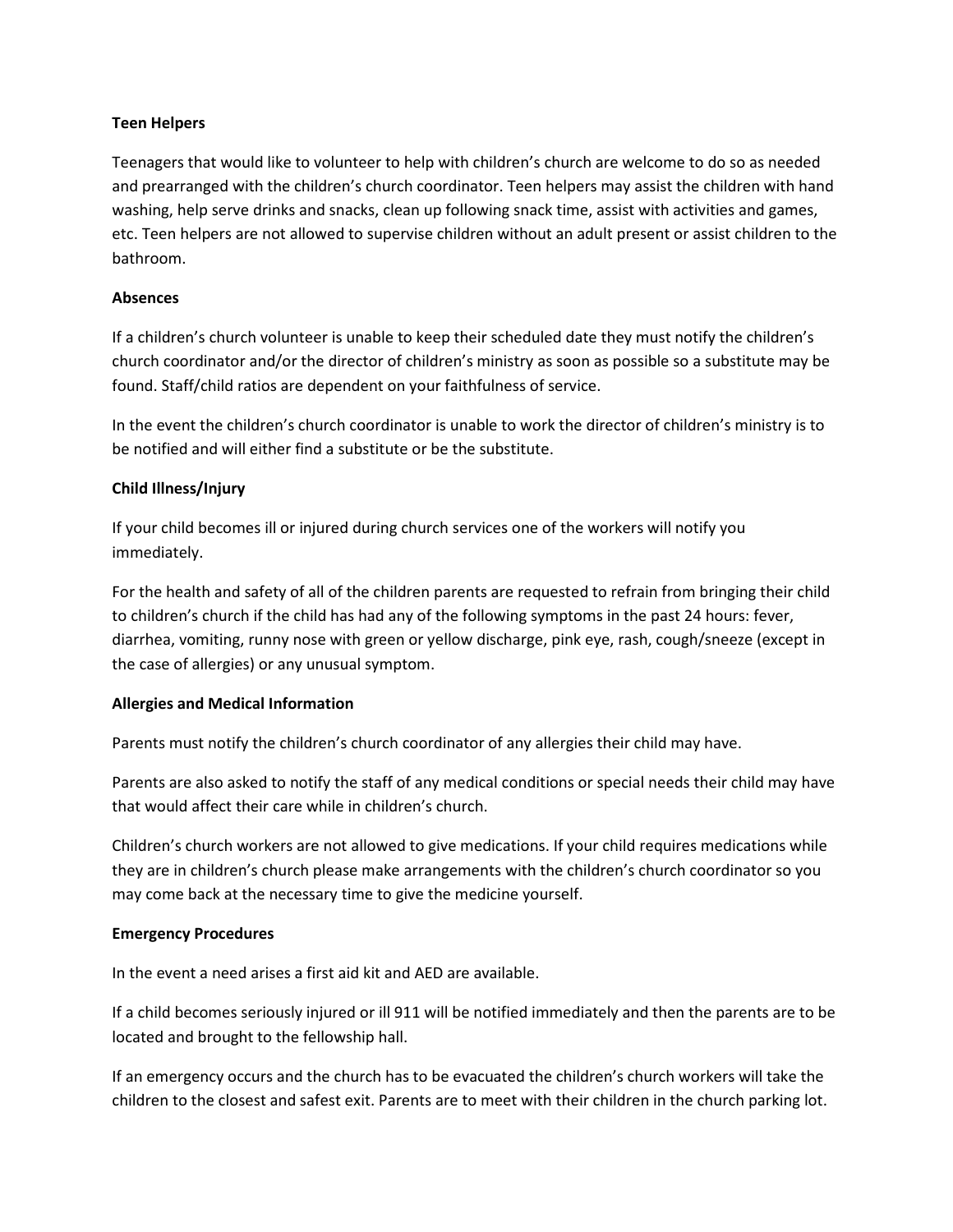**Teen Helpers**

Teenagers that would like to volunteer to help with children's church are welcome to do so as needed and prearranged with the children's church coordinator. Teen helpers may assist the children with hand washing, help serve drinks and snacks, clean up following snack time, assist with activities and games, etc. Teen helpers are not allowed to supervise children without an adult present or assist children to the bathroom.

**Absences**

If a children's church volunteer is unable to keep their scheduled date they must notify the children's church coordinator and/or the director of children's ministry as soon as possible so a substitute may be found. Staff/child ratios are dependent on your faithfulness of service.

In the event the children's church coordinator is unable to work the director of children's ministry is to be notified and will either find a substitute or be the substitute.

**Child Illness/Injury**

If your child becomes ill or injured during church services one of the workers will notify you immediately.

For the health and safety of all of the children parents are requested to refrain from bringing their child to children's church if the child has had any of the following symptoms in the past 24 hours: fever, diarrhea, vomiting, runny nose with green or yellow discharge, pink eye, rash, cough/sneeze (except in the case of allergies) or any unusual symptom.

**Allergies and Medical Information**

Parents must notify the children's church coordinator of any allergies their child may have.

Parents are also asked to notify the staff of any medical conditions or special needs their child may have that would affect their care while in children's church.

Children's church workers are not allowed to give medications. If your child requires medications while they are in children's church please make arrangements with the children's church coordinator so you may come back at the necessary time to give the medicine yourself.

**Emergency Procedures**

In the event a need arises a first aid kit and AED are available.

If a child becomes seriously injured or ill 911 will be notified immediately and then the parents are to be located and brought to the fellowship hall.

If an emergency occurs and the church has to be evacuated the children's church workers will take the children to the closest and safest exit. Parents are to meet with their children in the church parking lot.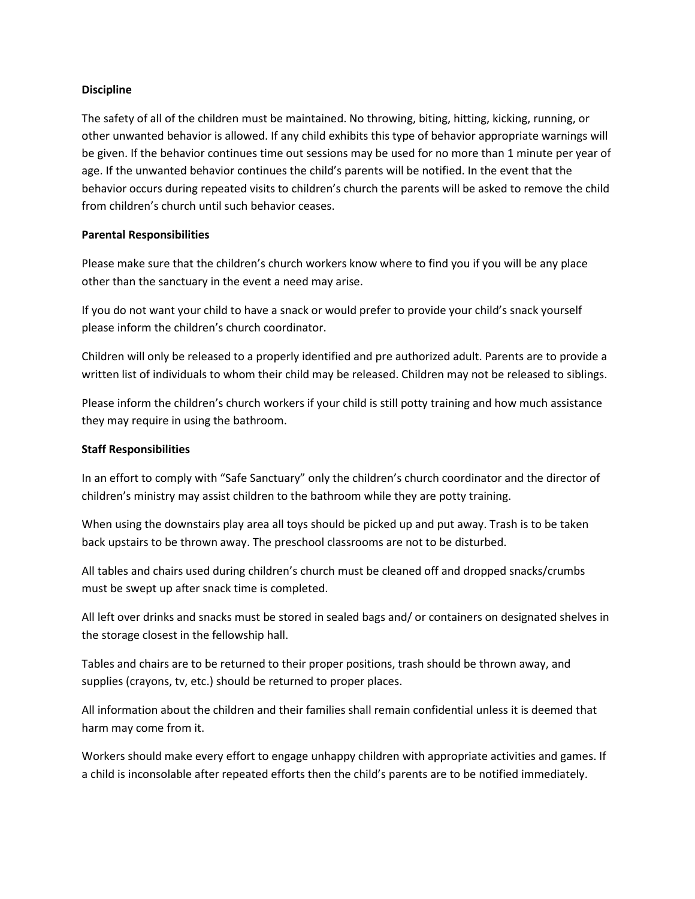**Discipline**

The safety of all of the children must be maintained. No throwing, biting, hitting, kicking, running, or other unwanted behavior is allowed. If any child exhibits this type of behavior appropriate warnings will be given. If the behavior continues time out sessions may be used for no more than 1 minute per year of age. If the unwanted behavior continues the child's parents will be notified. In the event that the behavior occurs during repeated visits to children's church the parents will be asked to remove the child from children's church until such behavior ceases.

**Parental Responsibilities**

Please make sure that the children's church workers know where to find you if you will be any place other than the sanctuary in the event a need may arise.

If you do not want your child to have a snack or would prefer to provide your child's snack yourself please inform the children's church coordinator.

Children will only be released to a properly identified and pre authorized adult. Parents are to provide a written list of individuals to whom their child may be released. Children may not be released to siblings.

Please inform the children's church workers if your child is still potty training and how much assistance they may require in using the bathroom.

**Staff Responsibilities**

In an effort to comply with "Safe Sanctuary" only the children's church coordinator and the director of children's ministry may assist children to the bathroom while they are potty training.

When using the downstairs play area all toys should be picked up and put away. Trash is to be taken back upstairs to be thrown away. The preschool classrooms are not to be disturbed.

All tables and chairs used during children's church must be cleaned off and dropped snacks/crumbs must be swept up after snack time is completed.

All left over drinks and snacks must be stored in sealed bags and/ or containers on designated shelves in the storage closest in the fellowship hall.

Tables and chairs are to be returned to their proper positions, trash should be thrown away, and supplies (crayons, tv, etc.) should be returned to proper places.

All information about the children and their families shall remain confidential unless it is deemed that harm may come from it.

Workers should make every effort to engage unhappy children with appropriate activities and games. If a child is inconsolable after repeated efforts then the child's parents are to be notified immediately.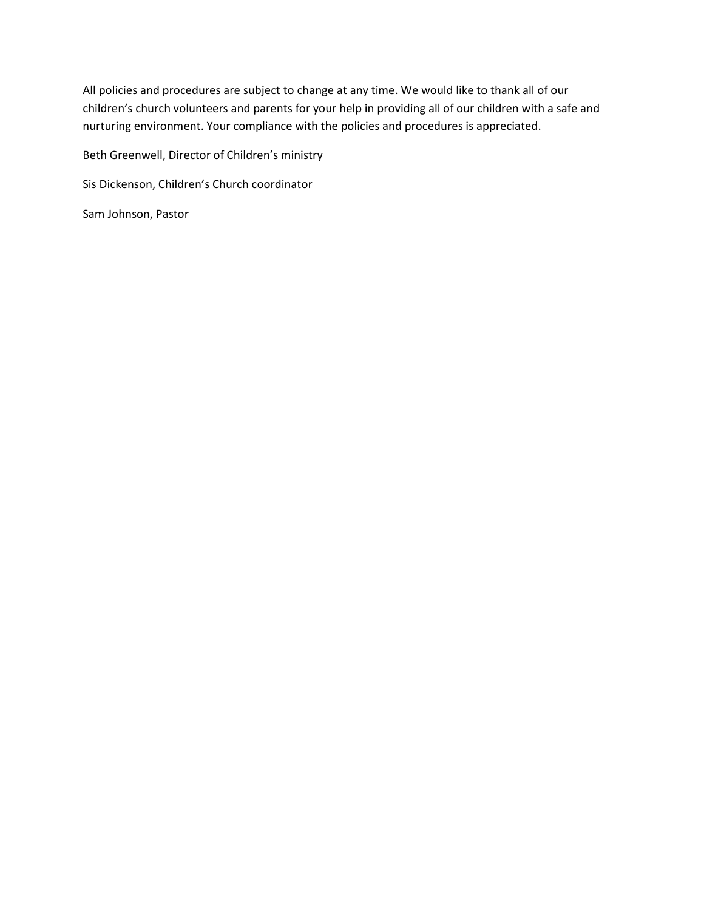All policies and procedures are subject to change at any time. We would like to thank all of our children's church volunteers and parents for your help in providing all of our children with a safe and nurturing environment. Your compliance with the policies and procedures is appreciated.

Beth Greenwell, Director of Children's ministry

Sis Dickenson, Children's Church coordinator

Sam Johnson, Pastor